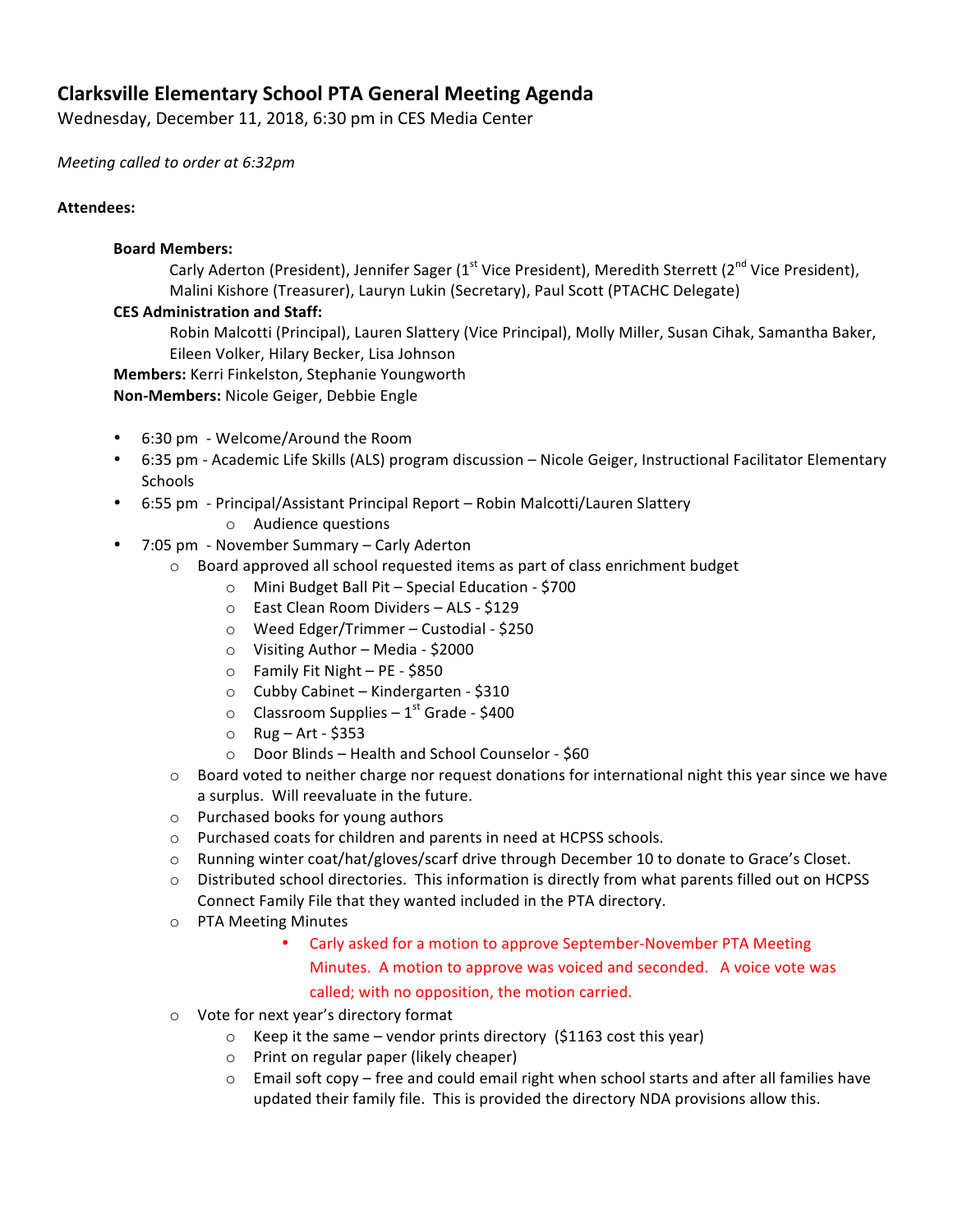# Clarksville Elementary School PTA General Meeting Agenda

Wednesday, December 11, 2018, 6:30 pm in CES Media Center

*Meeting called to order at 6:32pm*

**Attendees:**

**Board Members:**
Carly Aderton (President), Jennifer Sager (1st Vice President), Meredith Sterrett (2nd Vice President), Malini Kishore (Treasurer), Lauryn Lukin (Secretary), Paul Scott (PTACHC Delegate)

**CES Administration and Staff:**
Robin Malcotti (Principal), Lauren Slattery (Vice Principal), Molly Miller, Susan Cihak, Samantha Baker, Eileen Volker, Hilary Becker, Lisa Johnson

**Members:** Kerri Finkelston, Stephanie Youngworth

**Non-Members:** Nicole Geiger, Debbie Engle

- 6:30 pm - Welcome/Around the Room
- 6:35 pm - Academic Life Skills (ALS) program discussion – Nicole Geiger, Instructional Facilitator Elementary Schools
- 6:55 pm - Principal/Assistant Principal Report – Robin Malcotti/Lauren Slattery
  - Audience questions
- 7:05 pm - November Summary – Carly Aderton
  - Board approved all school requested items as part of class enrichment budget
    - Mini Budget Ball Pit – Special Education - $700
    - East Clean Room Dividers – ALS - $129
    - Weed Edger/Trimmer – Custodial - $250
    - Visiting Author – Media - $2000
    - Family Fit Night – PE - $850
    - Cubby Cabinet – Kindergarten - $310
    - Classroom Supplies – 1st Grade - $400
    - Rug – Art - $353
    - Door Blinds – Health and School Counselor - $60
  - Board voted to neither charge nor request donations for international night this year since we have a surplus. Will reevaluate in the future.
  - Purchased books for young authors
  - Purchased coats for children and parents in need at HCPSS schools.
  - Running winter coat/hat/gloves/scarf drive through December 10 to donate to Grace's Closet.
  - Distributed school directories. This information is directly from what parents filled out on HCPSS Connect Family File that they wanted included in the PTA directory.
  - PTA Meeting Minutes
    - Carly asked for a motion to approve September-November PTA Meeting Minutes. A motion to approve was voiced and seconded. A voice vote was called; with no opposition, the motion carried.
  - Vote for next year's directory format
    - Keep it the same – vendor prints directory ($1163 cost this year)
    - Print on regular paper (likely cheaper)
    - Email soft copy – free and could email right when school starts and after all families have updated their family file. This is provided the directory NDA provisions allow this.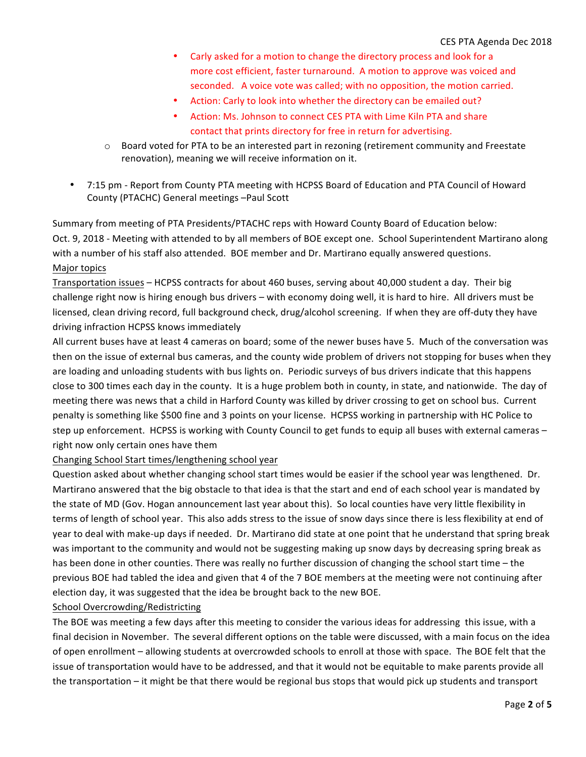- Carly asked for a motion to change the directory process and look for a more cost efficient, faster turnaround. A motion to approve was voiced and seconded. A voice vote was called; with no opposition, the motion carried.
- Action: Carly to look into whether the directory can be emailed out?
- Action: Ms. Johnson to connect CES PTA with Lime Kiln PTA and share contact that prints directory for free in return for advertising.

  - Board voted for PTA to be an interested part in rezoning (retirement community and Freestate renovation), meaning we will receive information on it.

- 7:15 pm - Report from County PTA meeting with HCPSS Board of Education and PTA Council of Howard County (PTACHC) General meetings –Paul Scott

Summary from meeting of PTA Presidents/PTACHC reps with Howard County Board of Education below:
Oct. 9, 2018 - Meeting with attended to by all members of BOE except one. School Superintendent Martirano along with a number of his staff also attended. BOE member and Dr. Martirano equally answered questions.

<u>Major topics</u>

<u>Transportation issues</u> – HCPSS contracts for about 460 buses, serving about 40,000 student a day. Their big challenge right now is hiring enough bus drivers – with economy doing well, it is hard to hire. All drivers must be licensed, clean driving record, full background check, drug/alcohol screening. If when they are off-duty they have driving infraction HCPSS knows immediately

All current buses have at least 4 cameras on board; some of the newer buses have 5. Much of the conversation was then on the issue of external bus cameras, and the county wide problem of drivers not stopping for buses when they are loading and unloading students with bus lights on. Periodic surveys of bus drivers indicate that this happens close to 300 times each day in the county. It is a huge problem both in county, in state, and nationwide. The day of meeting there was news that a child in Harford County was killed by driver crossing to get on school bus. Current penalty is something like $500 fine and 3 points on your license. HCPSS working in partnership with HC Police to step up enforcement. HCPSS is working with County Council to get funds to equip all buses with external cameras – right now only certain ones have them

<u>Changing School Start times/lengthening school year</u>

Question asked about whether changing school start times would be easier if the school year was lengthened. Dr. Martirano answered that the big obstacle to that idea is that the start and end of each school year is mandated by the state of MD (Gov. Hogan announcement last year about this). So local counties have very little flexibility in terms of length of school year. This also adds stress to the issue of snow days since there is less flexibility at end of year to deal with make-up days if needed. Dr. Martirano did state at one point that he understand that spring break was important to the community and would not be suggesting making up snow days by decreasing spring break as has been done in other counties. There was really no further discussion of changing the school start time – the previous BOE had tabled the idea and given that 4 of the 7 BOE members at the meeting were not continuing after election day, it was suggested that the idea be brought back to the new BOE.

<u>School Overcrowding/Redistricting</u>

The BOE was meeting a few days after this meeting to consider the various ideas for addressing this issue, with a final decision in November. The several different options on the table were discussed, with a main focus on the idea of open enrollment – allowing students at overcrowded schools to enroll at those with space. The BOE felt that the issue of transportation would have to be addressed, and that it would not be equitable to make parents provide all the transportation – it might be that there would be regional bus stops that would pick up students and transport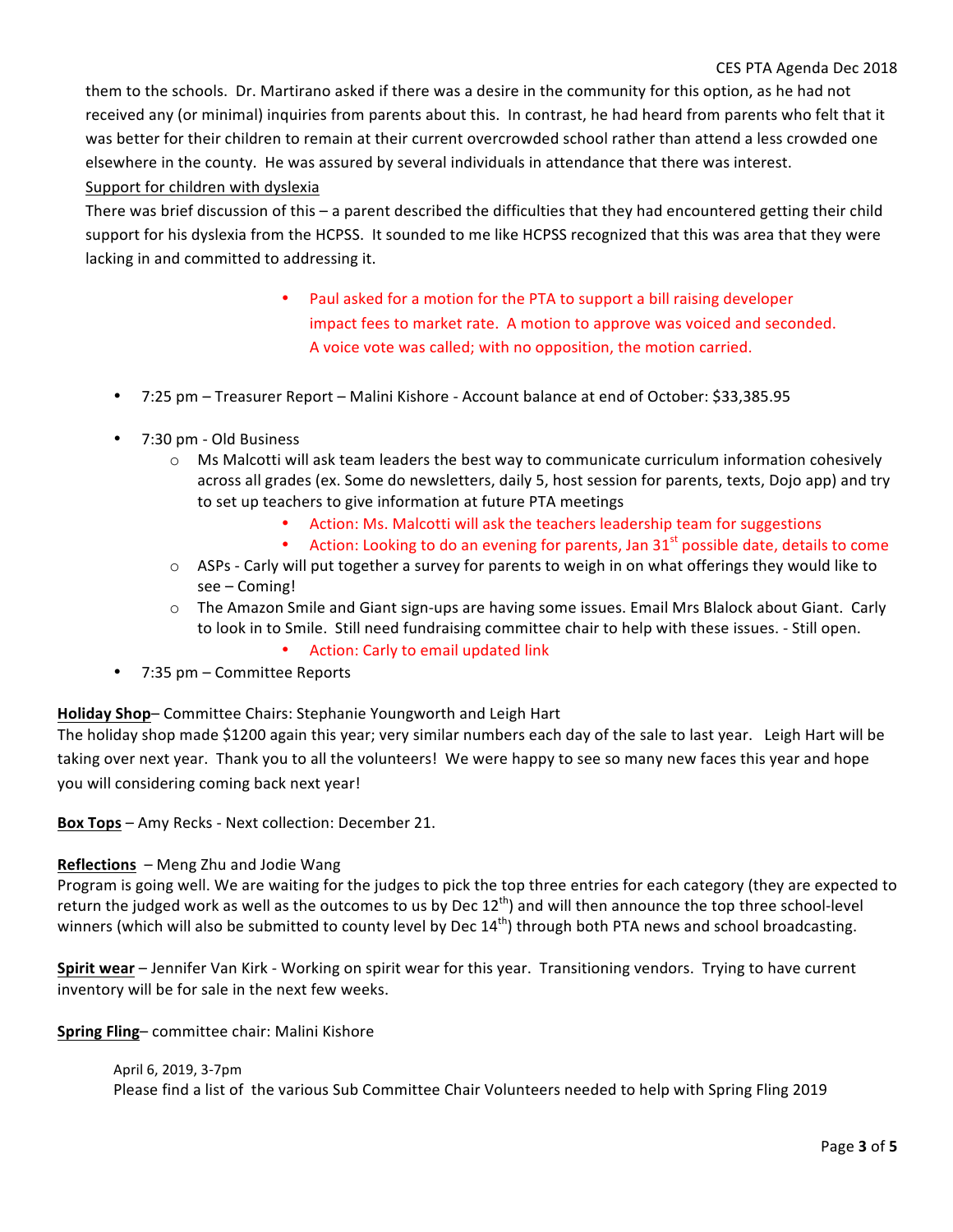them to the schools. Dr. Martirano asked if there was a desire in the community for this option, as he had not received any (or minimal) inquiries from parents about this. In contrast, he had heard from parents who felt that it was better for their children to remain at their current overcrowded school rather than attend a less crowded one elsewhere in the county. He was assured by several individuals in attendance that there was interest.

Support for children with dyslexia

There was brief discussion of this – a parent described the difficulties that they had encountered getting their child support for his dyslexia from the HCPSS. It sounded to me like HCPSS recognized that this was area that they were lacking in and committed to addressing it.

- Paul asked for a motion for the PTA to support a bill raising developer impact fees to market rate. A motion to approve was voiced and seconded. A voice vote was called; with no opposition, the motion carried.

- 7:25 pm – Treasurer Report – Malini Kishore - Account balance at end of October: $33,385.95
- 7:30 pm - Old Business
  - Ms Malcotti will ask team leaders the best way to communicate curriculum information cohesively across all grades (ex. Some do newsletters, daily 5, host session for parents, texts, Dojo app) and try to set up teachers to give information at future PTA meetings
    - Action: Ms. Malcotti will ask the teachers leadership team for suggestions
    - Action: Looking to do an evening for parents, Jan 31st possible date, details to come
  - ASPs - Carly will put together a survey for parents to weigh in on what offerings they would like to see – Coming!
  - The Amazon Smile and Giant sign-ups are having some issues. Email Mrs Blalock about Giant. Carly to look in to Smile. Still need fundraising committee chair to help with these issues. - Still open.
    - Action: Carly to email updated link
- 7:35 pm – Committee Reports

**Holiday Shop**– Committee Chairs: Stephanie Youngworth and Leigh Hart

The holiday shop made $1200 again this year; very similar numbers each day of the sale to last year. Leigh Hart will be taking over next year. Thank you to all the volunteers! We were happy to see so many new faces this year and hope you will considering coming back next year!

**Box Tops** – Amy Recks - Next collection: December 21.

**Reflections** – Meng Zhu and Jodie Wang

Program is going well. We are waiting for the judges to pick the top three entries for each category (they are expected to return the judged work as well as the outcomes to us by Dec 12th) and will then announce the top three school-level winners (which will also be submitted to county level by Dec 14th) through both PTA news and school broadcasting.

**Spirit wear** – Jennifer Van Kirk - Working on spirit wear for this year. Transitioning vendors. Trying to have current inventory will be for sale in the next few weeks.

**Spring Fling**– committee chair: Malini Kishore

April 6, 2019, 3-7pm

Please find a list of the various Sub Committee Chair Volunteers needed to help with Spring Fling 2019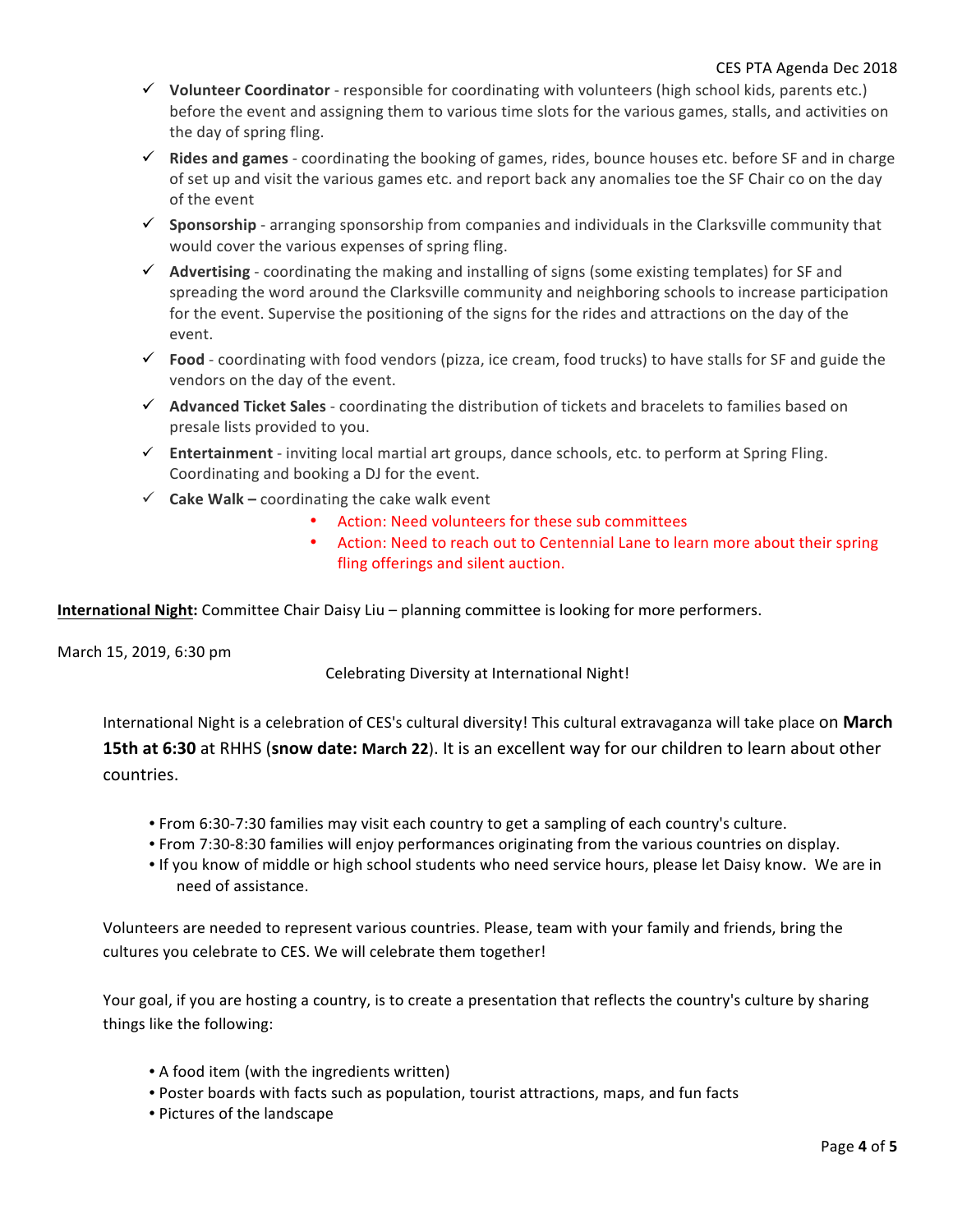- ✓ **Volunteer Coordinator** - responsible for coordinating with volunteers (high school kids, parents etc.) before the event and assigning them to various time slots for the various games, stalls, and activities on the day of spring fling.
- ✓ **Rides and games** - coordinating the booking of games, rides, bounce houses etc. before SF and in charge of set up and visit the various games etc. and report back any anomalies toe the SF Chair co on the day of the event
- ✓ **Sponsorship** - arranging sponsorship from companies and individuals in the Clarksville community that would cover the various expenses of spring fling.
- ✓ **Advertising** - coordinating the making and installing of signs (some existing templates) for SF and spreading the word around the Clarksville community and neighboring schools to increase participation for the event. Supervise the positioning of the signs for the rides and attractions on the day of the event.
- ✓ **Food** - coordinating with food vendors (pizza, ice cream, food trucks) to have stalls for SF and guide the vendors on the day of the event.
- ✓ **Advanced Ticket Sales** - coordinating the distribution of tickets and bracelets to families based on presale lists provided to you.
- ✓ **Entertainment** - inviting local martial art groups, dance schools, etc. to perform at Spring Fling. Coordinating and booking a DJ for the event.
- ✓ **Cake Walk –** coordinating the cake walk event
    - Action: Need volunteers for these sub committees
    - Action: Need to reach out to Centennial Lane to learn more about their spring fling offerings and silent auction.

**International Night:** Committee Chair Daisy Liu – planning committee is looking for more performers.

March 15, 2019, 6:30 pm

Celebrating Diversity at International Night!

International Night is a celebration of CES's cultural diversity! This cultural extravaganza will take place on **March 15th at 6:30** at RHHS (**snow date: March 22**). It is an excellent way for our children to learn about other countries.

- From 6:30-7:30 families may visit each country to get a sampling of each country's culture.
- From 7:30-8:30 families will enjoy performances originating from the various countries on display.
- If you know of middle or high school students who need service hours, please let Daisy know. We are in need of assistance.

Volunteers are needed to represent various countries. Please, team with your family and friends, bring the cultures you celebrate to CES. We will celebrate them together!

Your goal, if you are hosting a country, is to create a presentation that reflects the country's culture by sharing things like the following:

- A food item (with the ingredients written)
- Poster boards with facts such as population, tourist attractions, maps, and fun facts
- Pictures of the landscape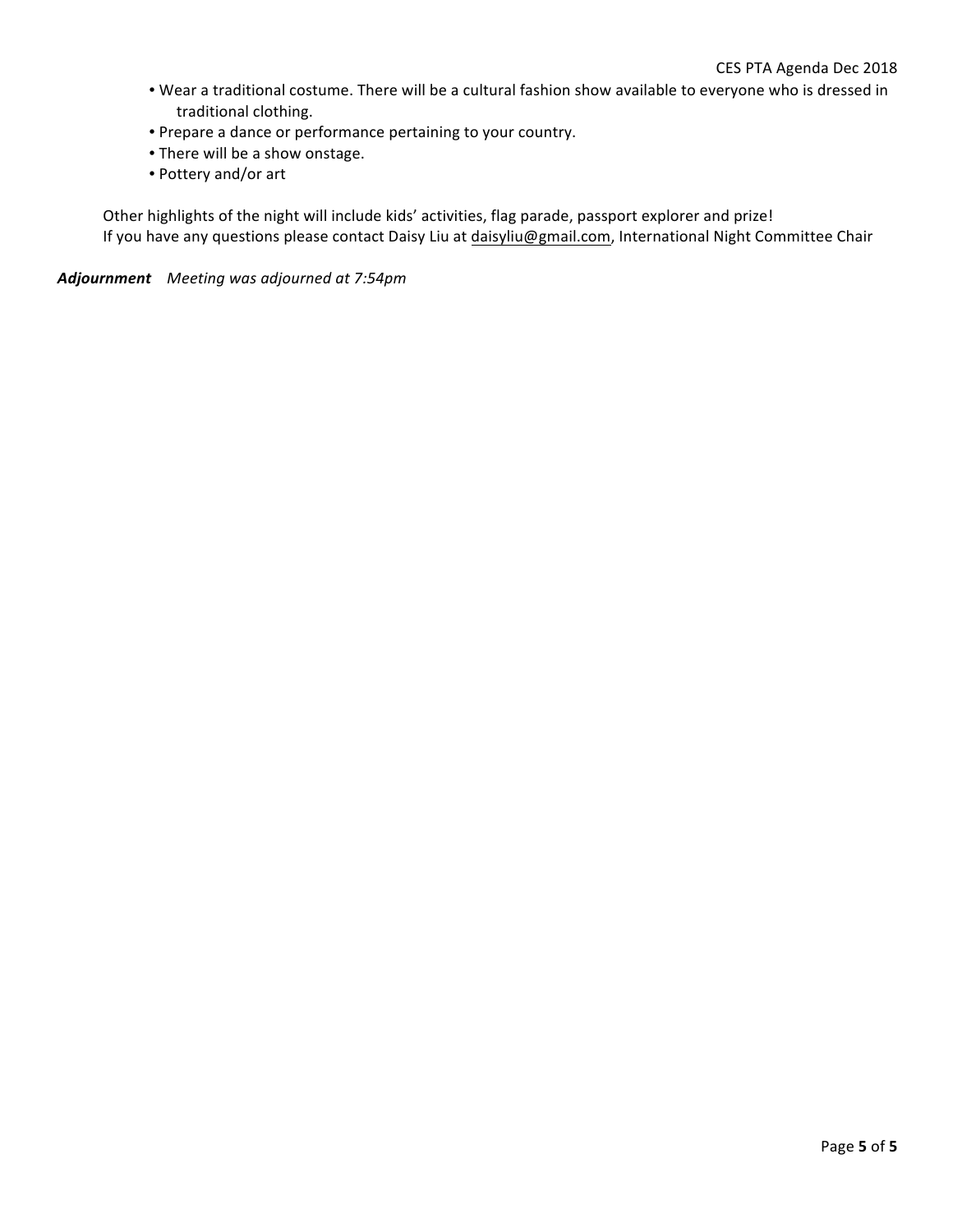- Wear a traditional costume. There will be a cultural fashion show available to everyone who is dressed in traditional clothing.
- Prepare a dance or performance pertaining to your country.
- There will be a show onstage.
- Pottery and/or art

Other highlights of the night will include kids' activities, flag parade, passport explorer and prize!
If you have any questions please contact Daisy Liu at daisyliu@gmail.com, International Night Committee Chair

***Adjournment*** *Meeting was adjourned at 7:54pm*